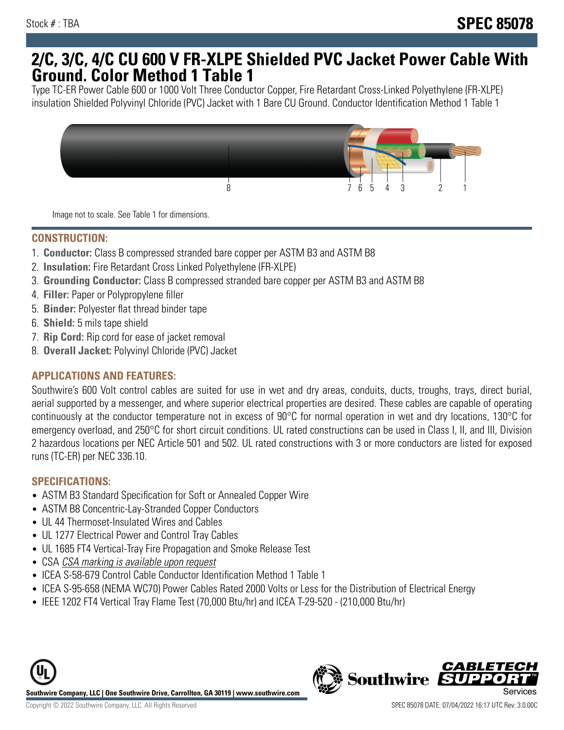Stock # : TBA

**SPEC 85078**

# 2/C, 3/C, 4/C CU 600 V FR-XLPE Shielded PVC Jacket Power Cable With Ground. Color Method 1 Table 1

Type TC-ER Power Cable 600 or 1000 Volt Three Conductor Copper, Fire Retardant Cross-Linked Polyethylene (FR-XLPE) insulation Shielded Polyvinyl Chloride (PVC) Jacket with 1 Bare CU Ground. Conductor Identification Method 1 Table 1

Image not to scale. See Table 1 for dimensions.

## CONSTRUCTION:

1. **Conductor:** Class B compressed stranded bare copper per ASTM B3 and ASTM B8
2. **Insulation:** Fire Retardant Cross Linked Polyethylene (FR-XLPE)
3. **Grounding Conductor:** Class B compressed stranded bare copper per ASTM B3 and ASTM B8
4. **Filler:** Paper or Polypropylene filler
5. **Binder:** Polyester flat thread binder tape
6. **Shield:** 5 mils tape shield
7. **Rip Cord:** Rip cord for ease of jacket removal
8. **Overall Jacket:** Polyvinyl Chloride (PVC) Jacket

## APPLICATIONS AND FEATURES:

Southwire's 600 Volt control cables are suited for use in wet and dry areas, conduits, ducts, troughs, trays, direct burial, aerial supported by a messenger, and where superior electrical properties are desired. These cables are capable of operating continuously at the conductor temperature not in excess of 90°C for normal operation in wet and dry locations, 130°C for emergency overload, and 250°C for short circuit conditions. UL rated constructions can be used in Class I, II, and III, Division 2 hazardous locations per NEC Article 501 and 502. UL rated constructions with 3 or more conductors are listed for exposed runs (TC-ER) per NEC 336.10.

## SPECIFICATIONS:

- ASTM B3 Standard Specification for Soft or Annealed Copper Wire
- ASTM B8 Concentric-Lay-Stranded Copper Conductors
- UL 44 Thermoset-Insulated Wires and Cables
- UL 1277 Electrical Power and Control Tray Cables
- UL 1685 FT4 Vertical-Tray Fire Propagation and Smoke Release Test
- CSA *CSA marking is available upon request*
- ICEA S-58-679 Control Cable Conductor Identification Method 1 Table 1
- ICEA S-95-658 (NEMA WC70) Power Cables Rated 2000 Volts or Less for the Distribution of Electrical Energy
- IEEE 1202 FT4 Vertical Tray Flame Test (70,000 Btu/hr) and ICEA T-29-520 - (210,000 Btu/hr)

**Southwire Company, LLC | One Southwire Drive, Carrollton, GA 30119 | www.southwire.com**

Copyright © 2022 Southwire Company, LLC. All Rights Reserved

SPEC 85078 DATE: 07/04/2022 16:17 UTC Rev: 3.0.00C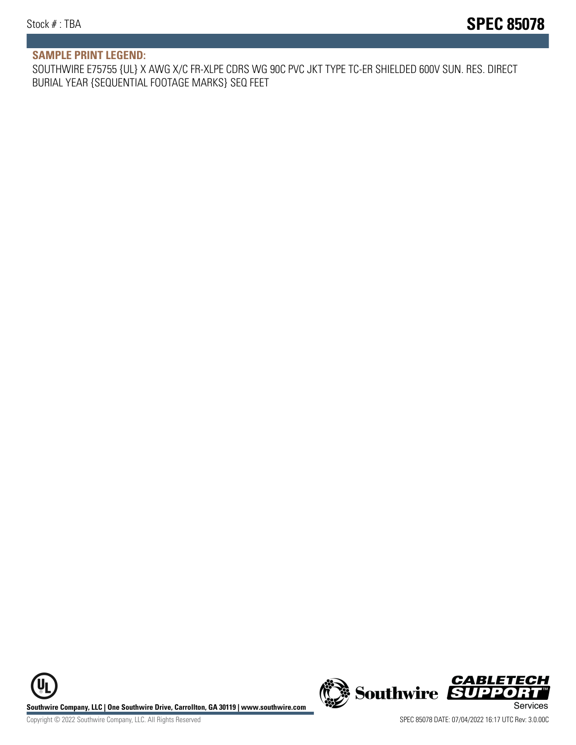## SAMPLE PRINT LEGEND:

SOUTHWIRE E75755 {UL} X AWG X/C FR-XLPE CDRS WG 90C PVC JKT TYPE TC-ER SHIELDED 600V SUN. RES. DIRECT BURIAL YEAR {SEQUENTIAL FOOTAGE MARKS} SEQ FEET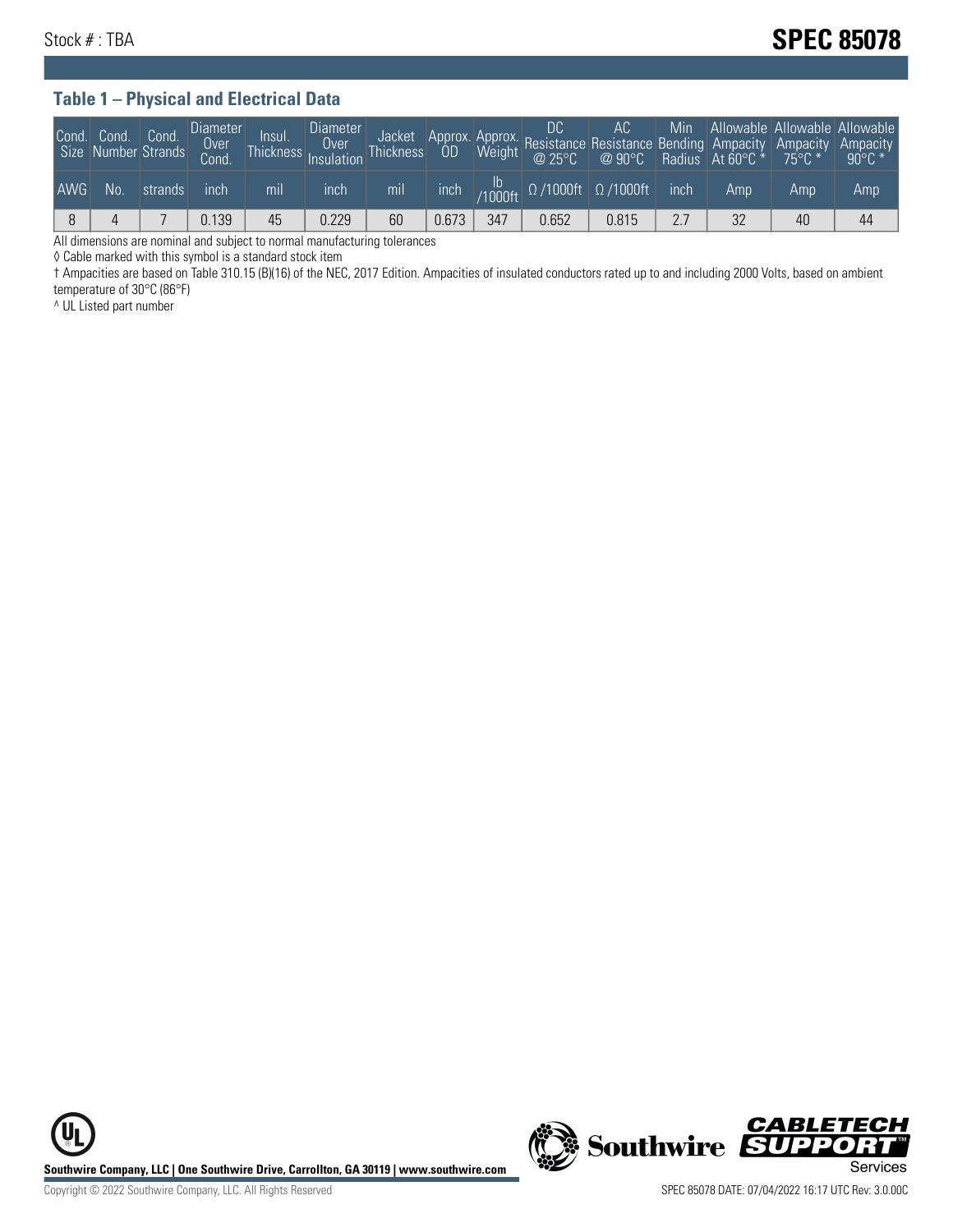### Table 1 – Physical and Electrical Data

| Cond. Size | Cond. Number | Cond. Strands | Diameter Over Cond. | Insul. Thickness | Diameter Over Insulation | Jacket Thickness | Approx. OD | Approx. Weight | DC Resistance @ 25°C | AC Resistance @ 90°C | Min Bending Radius | Allowable Ampacity At 60°C * | Allowable Ampacity 75°C * | Allowable Ampacity 90°C * |
|---|---|---|---|---|---|---|---|---|---|---|---|---|---|---|
| AWG | No. | strands | inch | mil | inch | mil | inch | lb /1000ft | Ω /1000ft | Ω /1000ft | inch | Amp | Amp | Amp |
| 8 | 4 | 7 | 0.139 | 45 | 0.229 | 60 | 0.673 | 347 | 0.652 | 0.815 | 2.7 | 32 | 40 | 44 |

All dimensions are nominal and subject to normal manufacturing tolerances

◊ Cable marked with this symbol is a standard stock item

† Ampacities are based on Table 310.15 (B)(16) of the NEC, 2017 Edition. Ampacities of insulated conductors rated up to and including 2000 Volts, based on ambient temperature of 30°C (86°F)

^ UL Listed part number

**Southwire Company, LLC | One Southwire Drive, Carrollton, GA 30119 | www.southwire.com**

Copyright © 2022 Southwire Company, LLC. All Rights Reserved

SPEC 85078 DATE: 07/04/2022 16:17 UTC Rev: 3.0.00C